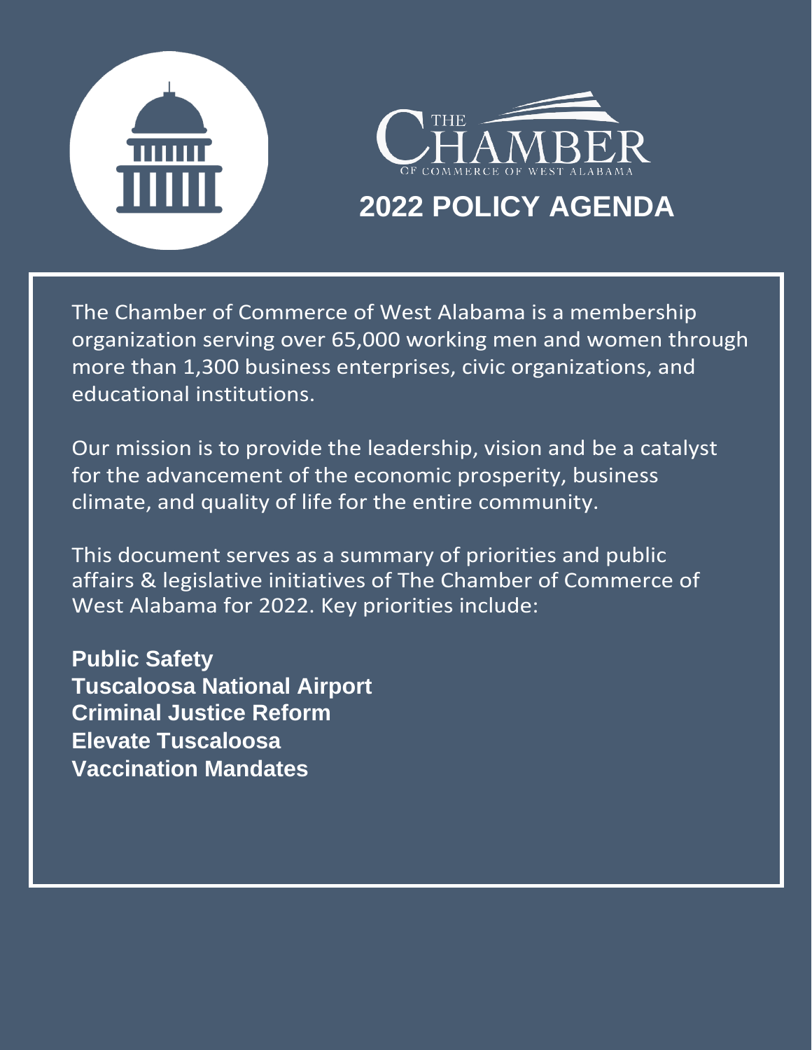THE CHAMBER OF COMMERCE OF WEST ALABAMA

# 2022 POLICY AGENDA

The Chamber of Commerce of West Alabama is a membership organization serving over 65,000 working men and women through more than 1,300 business enterprises, civic organizations, and educational institutions.

Our mission is to provide the leadership, vision and be a catalyst for the advancement of the economic prosperity, business climate, and quality of life for the entire community.

This document serves as a summary of priorities and public affairs & legislative initiatives of The Chamber of Commerce of West Alabama for 2022. Key priorities include:

**Public Safety**
**Tuscaloosa National Airport**
**Criminal Justice Reform**
**Elevate Tuscaloosa**
**Vaccination Mandates**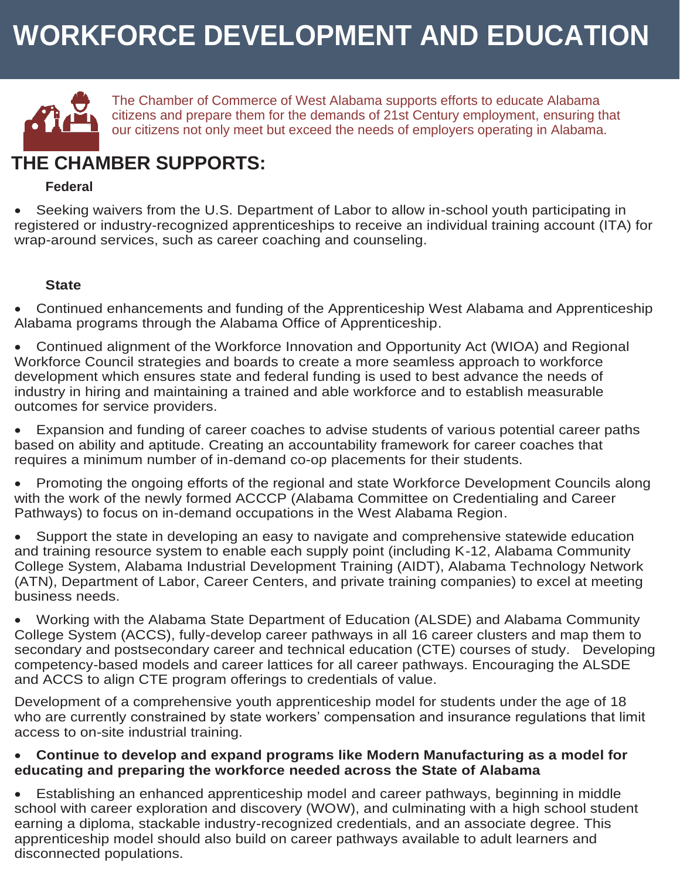# WORKFORCE DEVELOPMENT AND EDUCATION

The Chamber of Commerce of West Alabama supports efforts to educate Alabama citizens and prepare them for the demands of 21st Century employment, ensuring that our citizens not only meet but exceed the needs of employers operating in Alabama.

## THE CHAMBER SUPPORTS:

**Federal**

- Seeking waivers from the U.S. Department of Labor to allow in-school youth participating in registered or industry-recognized apprenticeships to receive an individual training account (ITA) for wrap-around services, such as career coaching and counseling.

**State**

- Continued enhancements and funding of the Apprenticeship West Alabama and Apprenticeship Alabama programs through the Alabama Office of Apprenticeship.
- Continued alignment of the Workforce Innovation and Opportunity Act (WIOA) and Regional Workforce Council strategies and boards to create a more seamless approach to workforce development which ensures state and federal funding is used to best advance the needs of industry in hiring and maintaining a trained and able workforce and to establish measurable outcomes for service providers.
- Expansion and funding of career coaches to advise students of various potential career paths based on ability and aptitude. Creating an accountability framework for career coaches that requires a minimum number of in-demand co-op placements for their students.
- Promoting the ongoing efforts of the regional and state Workforce Development Councils along with the work of the newly formed ACCCP (Alabama Committee on Credentialing and Career Pathways) to focus on in-demand occupations in the West Alabama Region.
- Support the state in developing an easy to navigate and comprehensive statewide education and training resource system to enable each supply point (including K-12, Alabama Community College System, Alabama Industrial Development Training (AIDT), Alabama Technology Network (ATN), Department of Labor, Career Centers, and private training companies) to excel at meeting business needs.
- Working with the Alabama State Department of Education (ALSDE) and Alabama Community College System (ACCS), fully-develop career pathways in all 16 career clusters and map them to secondary and postsecondary career and technical education (CTE) courses of study. Developing competency-based models and career lattices for all career pathways. Encouraging the ALSDE and ACCS to align CTE program offerings to credentials of value.

Development of a comprehensive youth apprenticeship model for students under the age of 18 who are currently constrained by state workers' compensation and insurance regulations that limit access to on-site industrial training.

- **Continue to develop and expand programs like Modern Manufacturing as a model for educating and preparing the workforce needed across the State of Alabama**
- Establishing an enhanced apprenticeship model and career pathways, beginning in middle school with career exploration and discovery (WOW), and culminating with a high school student earning a diploma, stackable industry-recognized credentials, and an associate degree. This apprenticeship model should also build on career pathways available to adult learners and disconnected populations.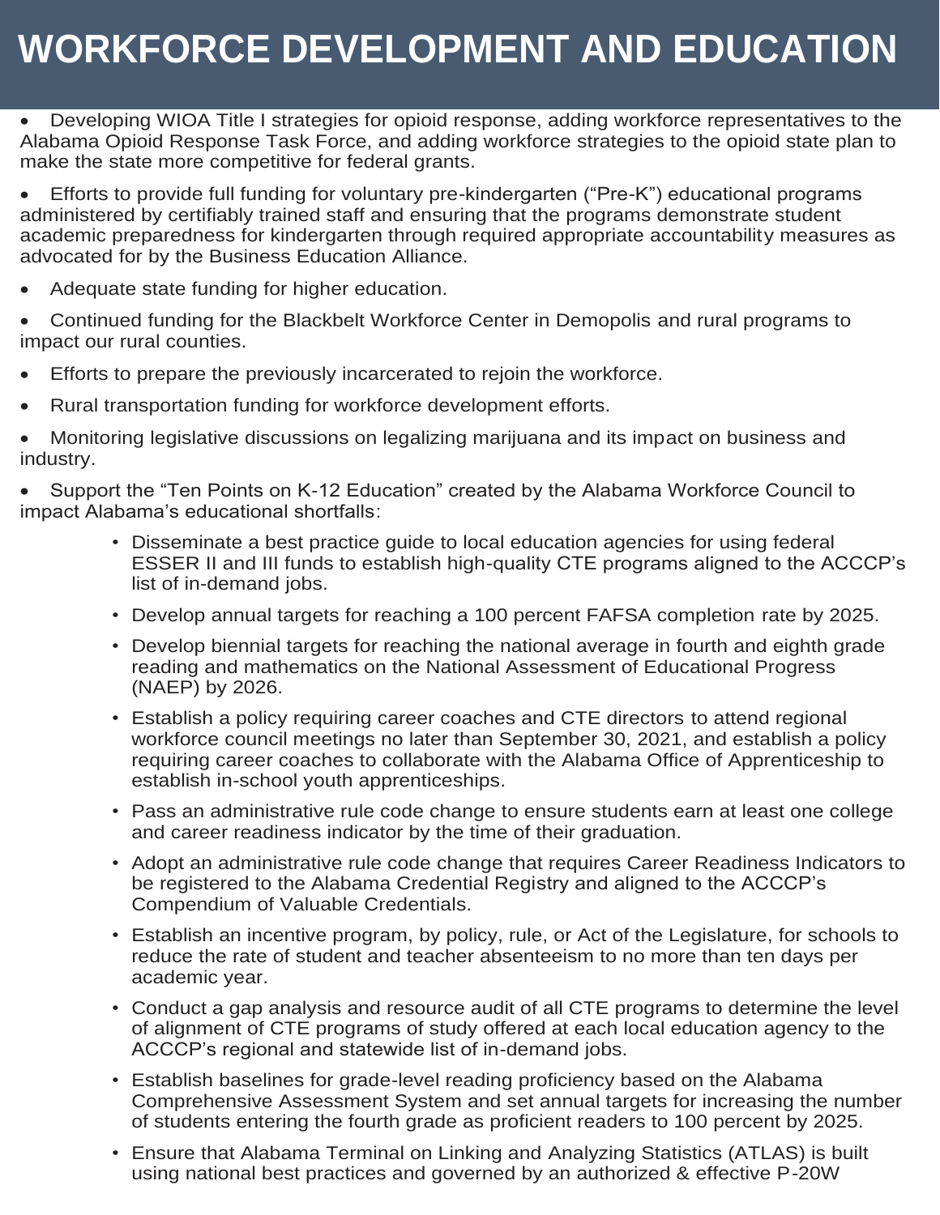# WORKFORCE DEVELOPMENT AND EDUCATION

- Developing WIOA Title I strategies for opioid response, adding workforce representatives to the Alabama Opioid Response Task Force, and adding workforce strategies to the opioid state plan to make the state more competitive for federal grants.
- Efforts to provide full funding for voluntary pre-kindergarten ("Pre-K") educational programs administered by certifiably trained staff and ensuring that the programs demonstrate student academic preparedness for kindergarten through required appropriate accountability measures as advocated for by the Business Education Alliance.
- Adequate state funding for higher education.
- Continued funding for the Blackbelt Workforce Center in Demopolis and rural programs to impact our rural counties.
- Efforts to prepare the previously incarcerated to rejoin the workforce.
- Rural transportation funding for workforce development efforts.
- Monitoring legislative discussions on legalizing marijuana and its impact on business and industry.
- Support the "Ten Points on K-12 Education" created by the Alabama Workforce Council to impact Alabama's educational shortfalls:
    - Disseminate a best practice guide to local education agencies for using federal ESSER II and III funds to establish high-quality CTE programs aligned to the ACCCP's list of in-demand jobs.
    - Develop annual targets for reaching a 100 percent FAFSA completion rate by 2025.
    - Develop biennial targets for reaching the national average in fourth and eighth grade reading and mathematics on the National Assessment of Educational Progress (NAEP) by 2026.
    - Establish a policy requiring career coaches and CTE directors to attend regional workforce council meetings no later than September 30, 2021, and establish a policy requiring career coaches to collaborate with the Alabama Office of Apprenticeship to establish in-school youth apprenticeships.
    - Pass an administrative rule code change to ensure students earn at least one college and career readiness indicator by the time of their graduation.
    - Adopt an administrative rule code change that requires Career Readiness Indicators to be registered to the Alabama Credential Registry and aligned to the ACCCP's Compendium of Valuable Credentials.
    - Establish an incentive program, by policy, rule, or Act of the Legislature, for schools to reduce the rate of student and teacher absenteeism to no more than ten days per academic year.
    - Conduct a gap analysis and resource audit of all CTE programs to determine the level of alignment of CTE programs of study offered at each local education agency to the ACCCP's regional and statewide list of in-demand jobs.
    - Establish baselines for grade-level reading proficiency based on the Alabama Comprehensive Assessment System and set annual targets for increasing the number of students entering the fourth grade as proficient readers to 100 percent by 2025.
    - Ensure that Alabama Terminal on Linking and Analyzing Statistics (ATLAS) is built using national best practices and governed by an authorized & effective P-20W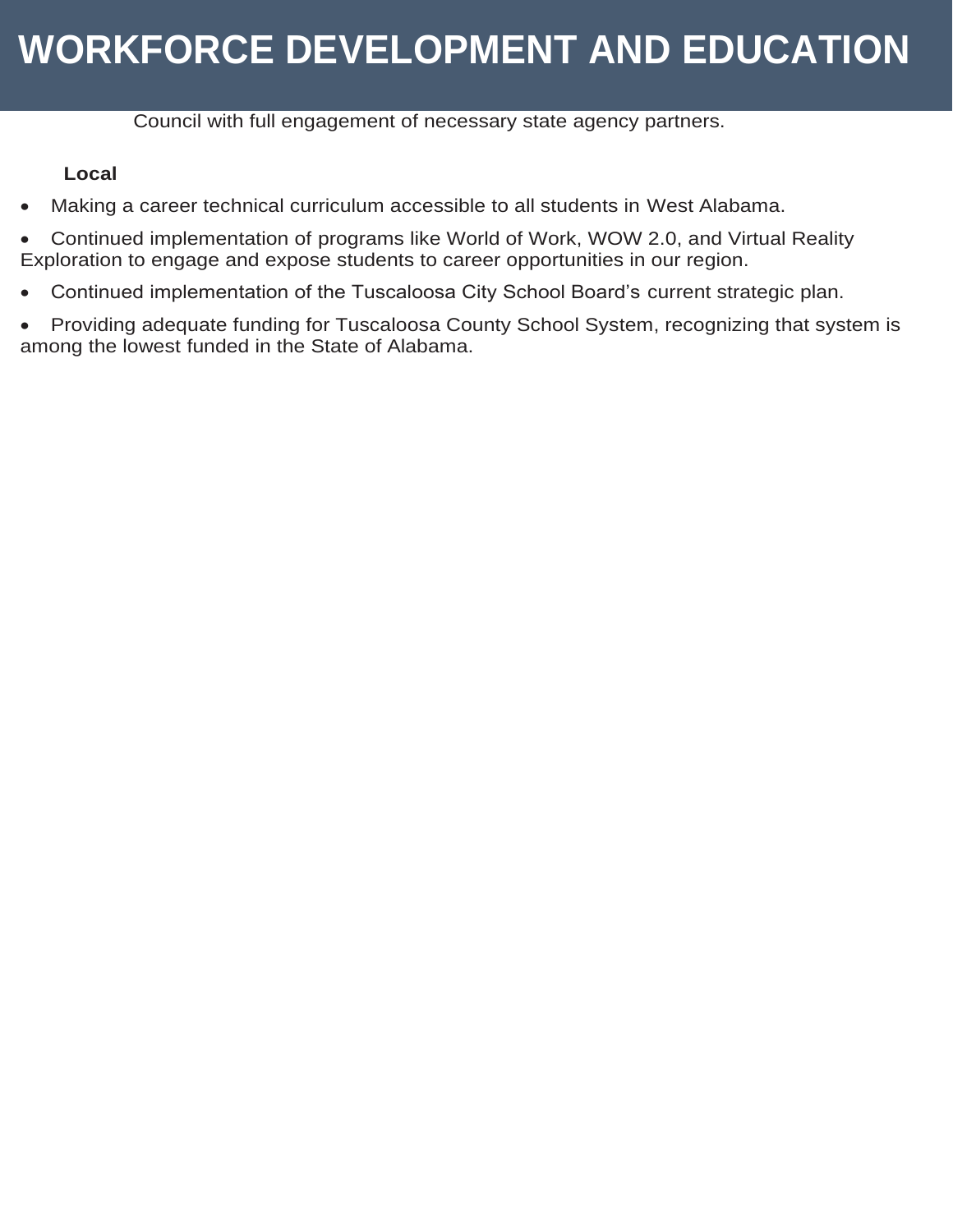# WORKFORCE DEVELOPMENT AND EDUCATION

Council with full engagement of necessary state agency partners.

**Local**

- Making a career technical curriculum accessible to all students in West Alabama.
- Continued implementation of programs like World of Work, WOW 2.0, and Virtual Reality Exploration to engage and expose students to career opportunities in our region.
- Continued implementation of the Tuscaloosa City School Board's current strategic plan.
- Providing adequate funding for Tuscaloosa County School System, recognizing that system is among the lowest funded in the State of Alabama.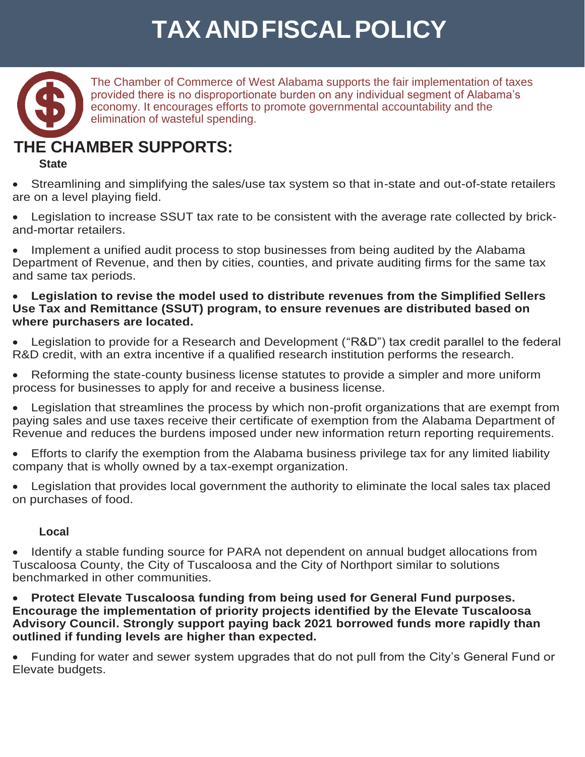# TAX AND FISCAL POLICY

The Chamber of Commerce of West Alabama supports the fair implementation of taxes provided there is no disproportionate burden on any individual segment of Alabama's economy. It encourages efforts to promote governmental accountability and the elimination of wasteful spending.

## THE CHAMBER SUPPORTS:

### State

- Streamlining and simplifying the sales/use tax system so that in-state and out-of-state retailers are on a level playing field.
- Legislation to increase SSUT tax rate to be consistent with the average rate collected by brick-and-mortar retailers.
- Implement a unified audit process to stop businesses from being audited by the Alabama Department of Revenue, and then by cities, counties, and private auditing firms for the same tax and same tax periods.
- **Legislation to revise the model used to distribute revenues from the Simplified Sellers Use Tax and Remittance (SSUT) program, to ensure revenues are distributed based on where purchasers are located.**
- Legislation to provide for a Research and Development ("R&D") tax credit parallel to the federal R&D credit, with an extra incentive if a qualified research institution performs the research.
- Reforming the state-county business license statutes to provide a simpler and more uniform process for businesses to apply for and receive a business license.
- Legislation that streamlines the process by which non-profit organizations that are exempt from paying sales and use taxes receive their certificate of exemption from the Alabama Department of Revenue and reduces the burdens imposed under new information return reporting requirements.
- Efforts to clarify the exemption from the Alabama business privilege tax for any limited liability company that is wholly owned by a tax-exempt organization.
- Legislation that provides local government the authority to eliminate the local sales tax placed on purchases of food.

### Local

- Identify a stable funding source for PARA not dependent on annual budget allocations from Tuscaloosa County, the City of Tuscaloosa and the City of Northport similar to solutions benchmarked in other communities.
- **Protect Elevate Tuscaloosa funding from being used for General Fund purposes. Encourage the implementation of priority projects identified by the Elevate Tuscaloosa Advisory Council. Strongly support paying back 2021 borrowed funds more rapidly than outlined if funding levels are higher than expected.**
- Funding for water and sewer system upgrades that do not pull from the City's General Fund or Elevate budgets.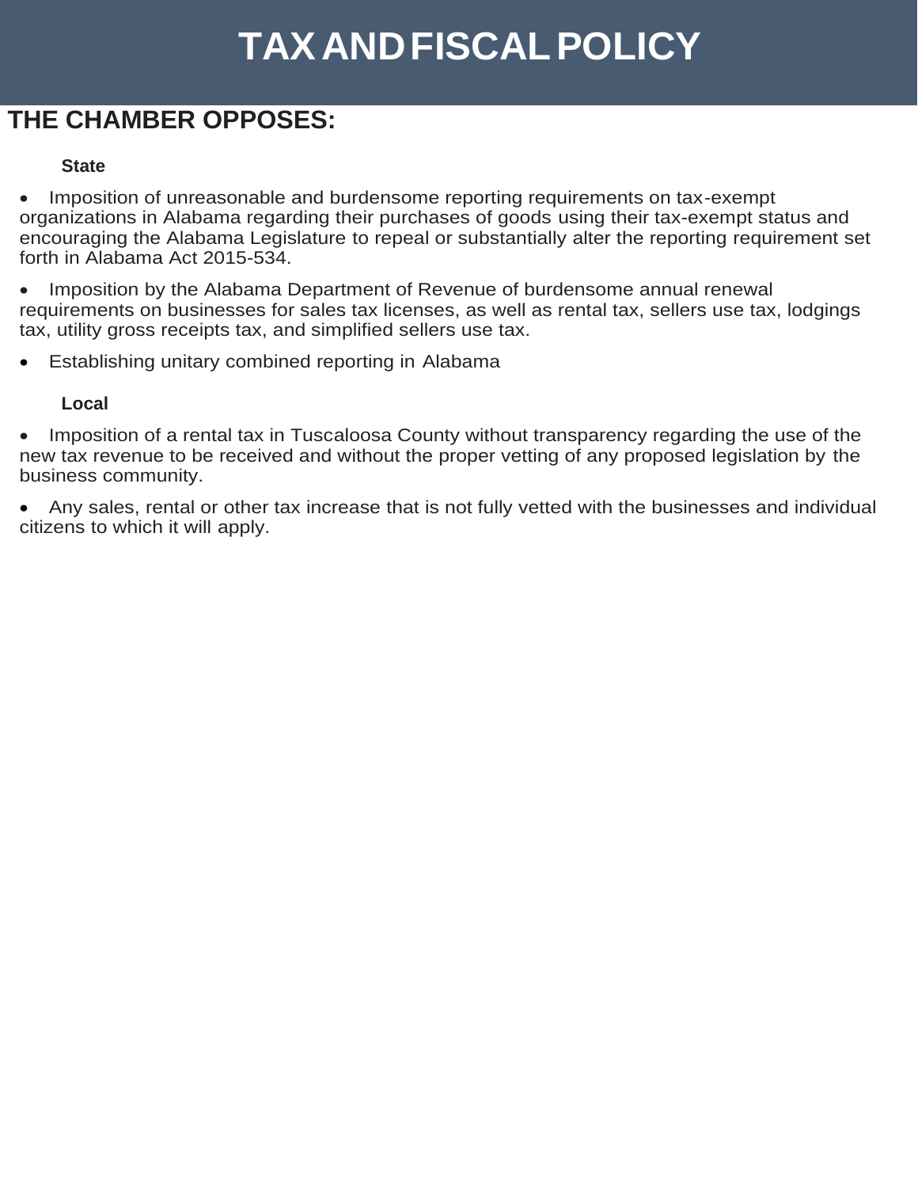# TAX AND FISCAL POLICY

## THE CHAMBER OPPOSES:

### State

- Imposition of unreasonable and burdensome reporting requirements on tax-exempt organizations in Alabama regarding their purchases of goods using their tax-exempt status and encouraging the Alabama Legislature to repeal or substantially alter the reporting requirement set forth in Alabama Act 2015-534.
- Imposition by the Alabama Department of Revenue of burdensome annual renewal requirements on businesses for sales tax licenses, as well as rental tax, sellers use tax, lodgings tax, utility gross receipts tax, and simplified sellers use tax.
- Establishing unitary combined reporting in Alabama

### Local

- Imposition of a rental tax in Tuscaloosa County without transparency regarding the use of the new tax revenue to be received and without the proper vetting of any proposed legislation by the business community.
- Any sales, rental or other tax increase that is not fully vetted with the businesses and individual citizens to which it will apply.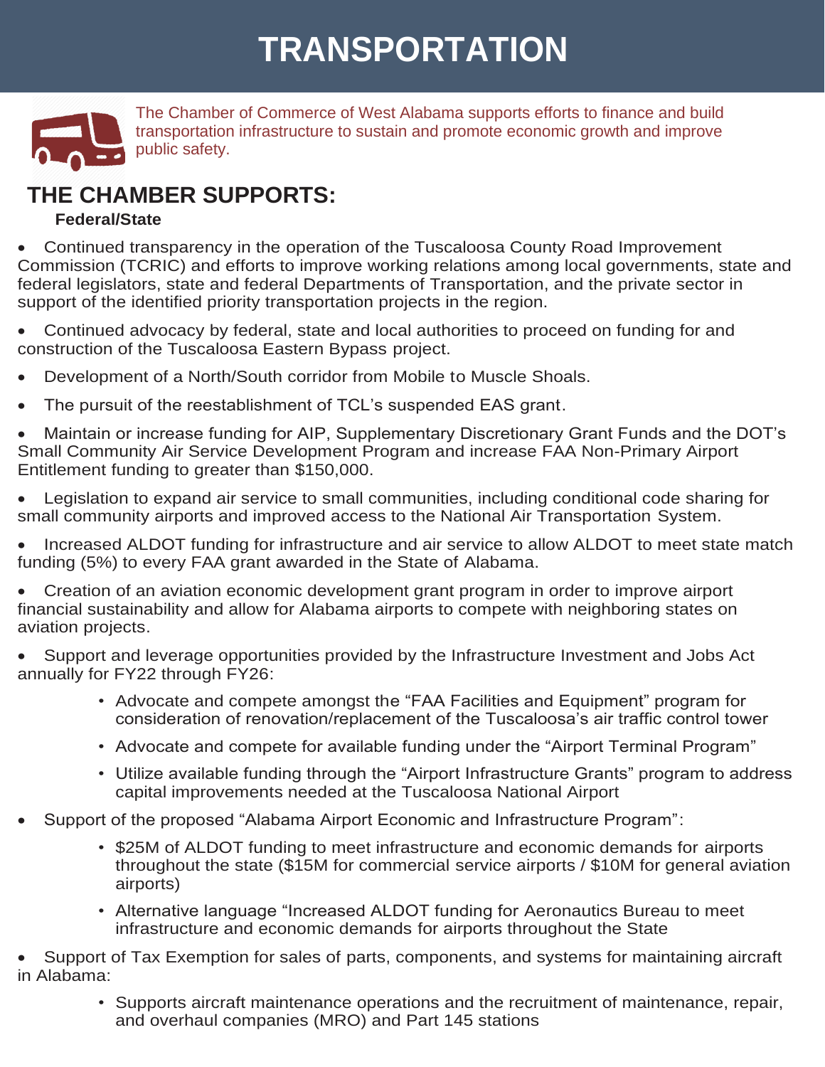# TRANSPORTATION

The Chamber of Commerce of West Alabama supports efforts to finance and build transportation infrastructure to sustain and promote economic growth and improve public safety.

## THE CHAMBER SUPPORTS:

**Federal/State**

- Continued transparency in the operation of the Tuscaloosa County Road Improvement Commission (TCRIC) and efforts to improve working relations among local governments, state and federal legislators, state and federal Departments of Transportation, and the private sector in support of the identified priority transportation projects in the region.
- Continued advocacy by federal, state and local authorities to proceed on funding for and construction of the Tuscaloosa Eastern Bypass project.
- Development of a North/South corridor from Mobile to Muscle Shoals.
- The pursuit of the reestablishment of TCL's suspended EAS grant.
- Maintain or increase funding for AIP, Supplementary Discretionary Grant Funds and the DOT's Small Community Air Service Development Program and increase FAA Non-Primary Airport Entitlement funding to greater than $150,000.
- Legislation to expand air service to small communities, including conditional code sharing for small community airports and improved access to the National Air Transportation System.
- Increased ALDOT funding for infrastructure and air service to allow ALDOT to meet state match funding (5%) to every FAA grant awarded in the State of Alabama.
- Creation of an aviation economic development grant program in order to improve airport financial sustainability and allow for Alabama airports to compete with neighboring states on aviation projects.
- Support and leverage opportunities provided by the Infrastructure Investment and Jobs Act annually for FY22 through FY26:
  - Advocate and compete amongst the "FAA Facilities and Equipment" program for consideration of renovation/replacement of the Tuscaloosa's air traffic control tower
  - Advocate and compete for available funding under the "Airport Terminal Program"
  - Utilize available funding through the "Airport Infrastructure Grants" program to address capital improvements needed at the Tuscaloosa National Airport
- Support of the proposed "Alabama Airport Economic and Infrastructure Program":
  - $25M of ALDOT funding to meet infrastructure and economic demands for airports throughout the state ($15M for commercial service airports / $10M for general aviation airports)
  - Alternative language "Increased ALDOT funding for Aeronautics Bureau to meet infrastructure and economic demands for airports throughout the State
- Support of Tax Exemption for sales of parts, components, and systems for maintaining aircraft in Alabama:
  - Supports aircraft maintenance operations and the recruitment of maintenance, repair, and overhaul companies (MRO) and Part 145 stations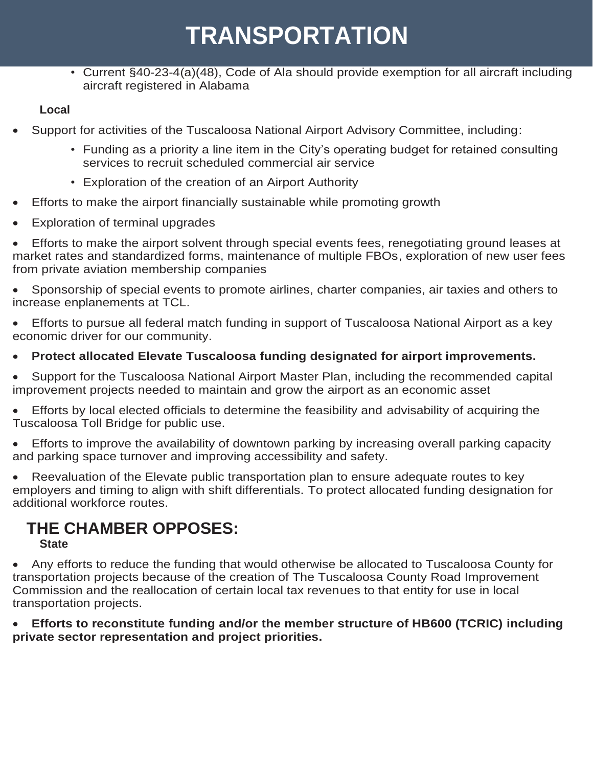# TRANSPORTATION

- Current §40-23-4(a)(48), Code of Ala should provide exemption for all aircraft including aircraft registered in Alabama

**Local**

- Support for activities of the Tuscaloosa National Airport Advisory Committee, including:
  - Funding as a priority a line item in the City's operating budget for retained consulting services to recruit scheduled commercial air service
  - Exploration of the creation of an Airport Authority
- Efforts to make the airport financially sustainable while promoting growth
- Exploration of terminal upgrades
- Efforts to make the airport solvent through special events fees, renegotiating ground leases at market rates and standardized forms, maintenance of multiple FBOs, exploration of new user fees from private aviation membership companies
- Sponsorship of special events to promote airlines, charter companies, air taxies and others to increase enplanements at TCL.
- Efforts to pursue all federal match funding in support of Tuscaloosa National Airport as a key economic driver for our community.
- **Protect allocated Elevate Tuscaloosa funding designated for airport improvements.**
- Support for the Tuscaloosa National Airport Master Plan, including the recommended capital improvement projects needed to maintain and grow the airport as an economic asset
- Efforts by local elected officials to determine the feasibility and advisability of acquiring the Tuscaloosa Toll Bridge for public use.
- Efforts to improve the availability of downtown parking by increasing overall parking capacity and parking space turnover and improving accessibility and safety.
- Reevaluation of the Elevate public transportation plan to ensure adequate routes to key employers and timing to align with shift differentials. To protect allocated funding designation for additional workforce routes.

## THE CHAMBER OPPOSES:

**State**

- Any efforts to reduce the funding that would otherwise be allocated to Tuscaloosa County for transportation projects because of the creation of The Tuscaloosa County Road Improvement Commission and the reallocation of certain local tax revenues to that entity for use in local transportation projects.
- **Efforts to reconstitute funding and/or the member structure of HB600 (TCRIC) including private sector representation and project priorities.**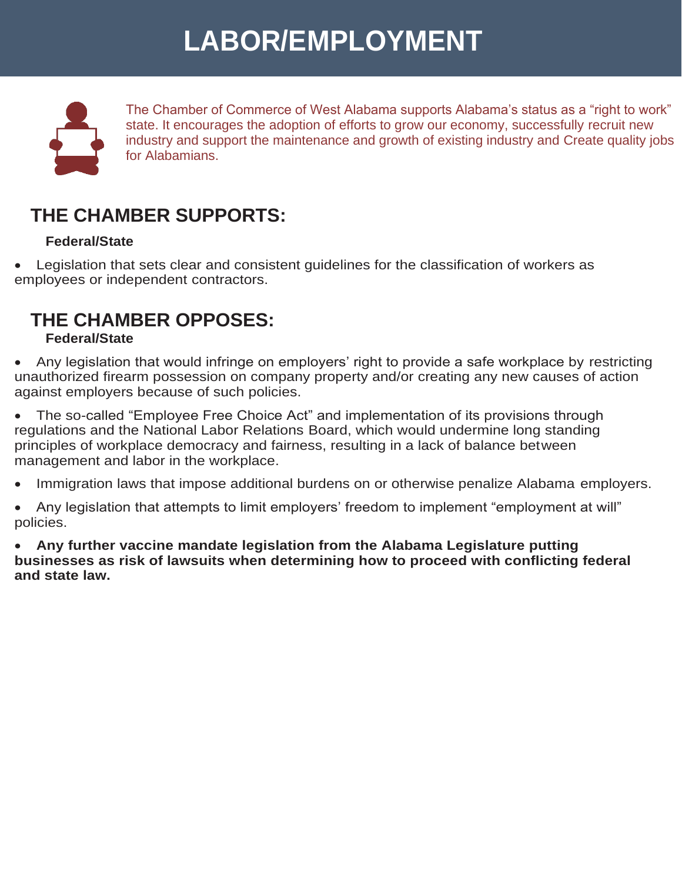# LABOR/EMPLOYMENT

The Chamber of Commerce of West Alabama supports Alabama's status as a "right to work" state. It encourages the adoption of efforts to grow our economy, successfully recruit new industry and support the maintenance and growth of existing industry and Create quality jobs for Alabamians.

## THE CHAMBER SUPPORTS:

**Federal/State**

- Legislation that sets clear and consistent guidelines for the classification of workers as employees or independent contractors.

## THE CHAMBER OPPOSES:

**Federal/State**

- Any legislation that would infringe on employers' right to provide a safe workplace by restricting unauthorized firearm possession on company property and/or creating any new causes of action against employers because of such policies.
- The so-called "Employee Free Choice Act" and implementation of its provisions through regulations and the National Labor Relations Board, which would undermine long standing principles of workplace democracy and fairness, resulting in a lack of balance between management and labor in the workplace.
- Immigration laws that impose additional burdens on or otherwise penalize Alabama employers.
- Any legislation that attempts to limit employers' freedom to implement "employment at will" policies.
- **Any further vaccine mandate legislation from the Alabama Legislature putting businesses as risk of lawsuits when determining how to proceed with conflicting federal and state law.**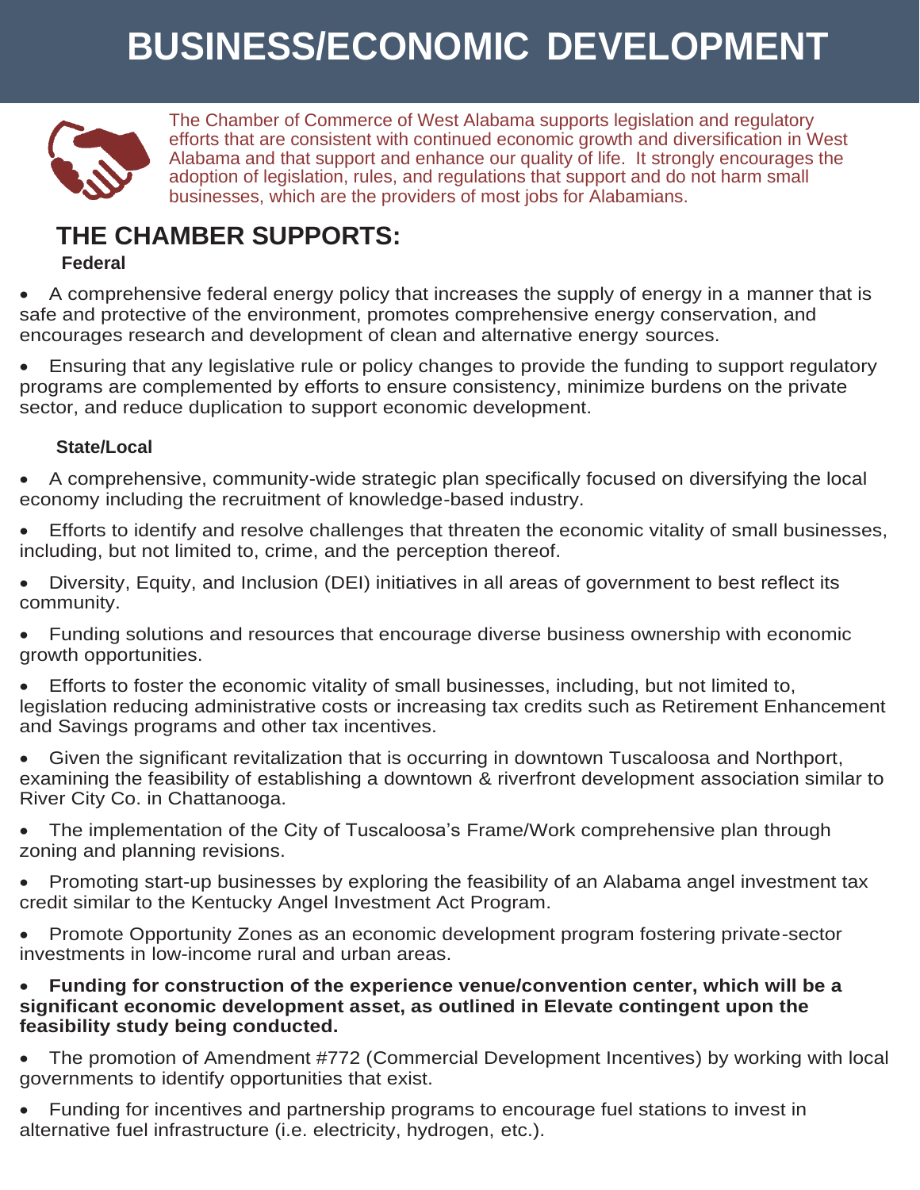# BUSINESS/ECONOMIC DEVELOPMENT

The Chamber of Commerce of West Alabama supports legislation and regulatory efforts that are consistent with continued economic growth and diversification in West Alabama and that support and enhance our quality of life. It strongly encourages the adoption of legislation, rules, and regulations that support and do not harm small businesses, which are the providers of most jobs for Alabamians.

## THE CHAMBER SUPPORTS:

### Federal

- A comprehensive federal energy policy that increases the supply of energy in a manner that is safe and protective of the environment, promotes comprehensive energy conservation, and encourages research and development of clean and alternative energy sources.
- Ensuring that any legislative rule or policy changes to provide the funding to support regulatory programs are complemented by efforts to ensure consistency, minimize burdens on the private sector, and reduce duplication to support economic development.

### State/Local

- A comprehensive, community-wide strategic plan specifically focused on diversifying the local economy including the recruitment of knowledge-based industry.
- Efforts to identify and resolve challenges that threaten the economic vitality of small businesses, including, but not limited to, crime, and the perception thereof.
- Diversity, Equity, and Inclusion (DEI) initiatives in all areas of government to best reflect its community.
- Funding solutions and resources that encourage diverse business ownership with economic growth opportunities.
- Efforts to foster the economic vitality of small businesses, including, but not limited to, legislation reducing administrative costs or increasing tax credits such as Retirement Enhancement and Savings programs and other tax incentives.
- Given the significant revitalization that is occurring in downtown Tuscaloosa and Northport, examining the feasibility of establishing a downtown & riverfront development association similar to River City Co. in Chattanooga.
- The implementation of the City of Tuscaloosa's Frame/Work comprehensive plan through zoning and planning revisions.
- Promoting start-up businesses by exploring the feasibility of an Alabama angel investment tax credit similar to the Kentucky Angel Investment Act Program.
- Promote Opportunity Zones as an economic development program fostering private-sector investments in low-income rural and urban areas.
- **Funding for construction of the experience venue/convention center, which will be a significant economic development asset, as outlined in Elevate contingent upon the feasibility study being conducted.**
- The promotion of Amendment #772 (Commercial Development Incentives) by working with local governments to identify opportunities that exist.
- Funding for incentives and partnership programs to encourage fuel stations to invest in alternative fuel infrastructure (i.e. electricity, hydrogen, etc.).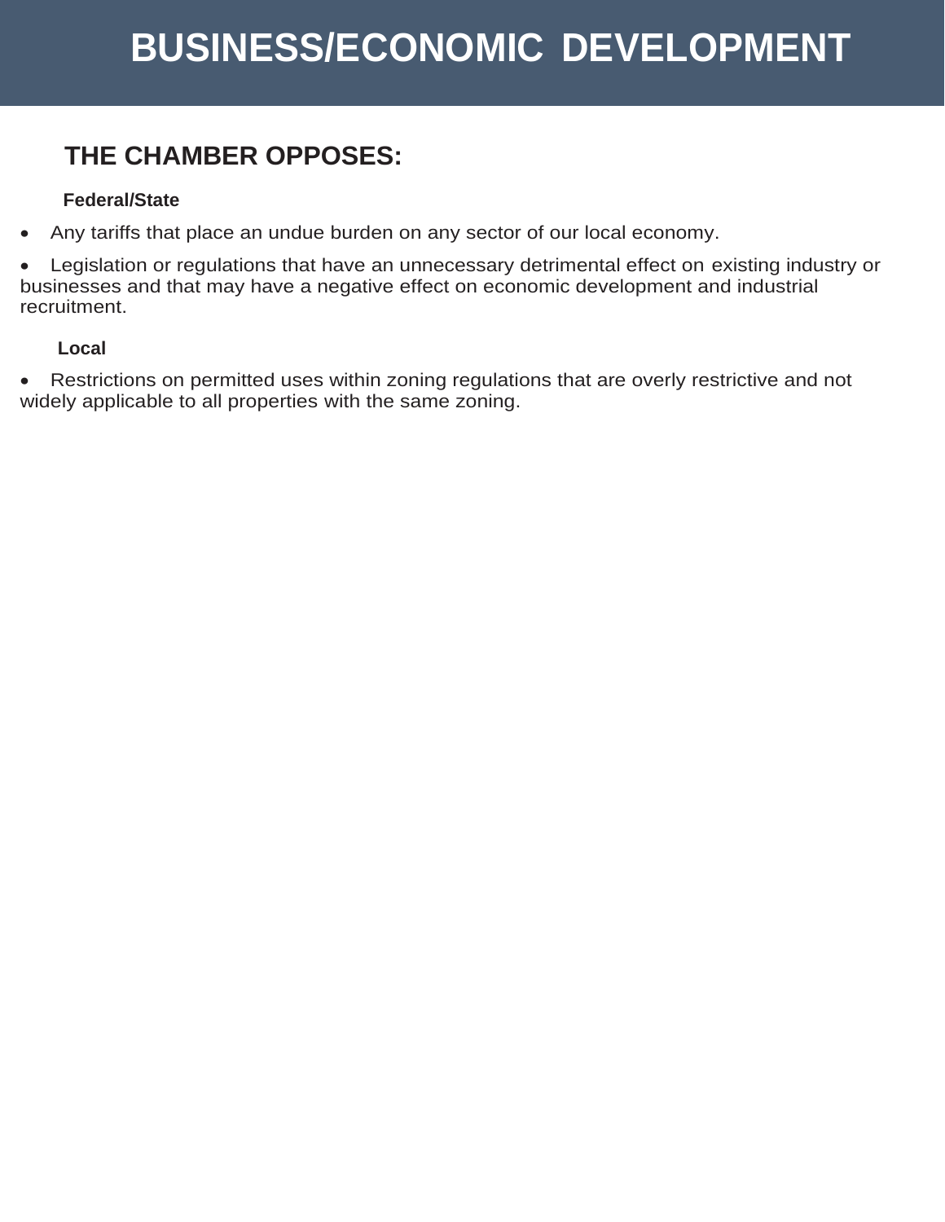# BUSINESS/ECONOMIC DEVELOPMENT

## THE CHAMBER OPPOSES:

### Federal/State

- Any tariffs that place an undue burden on any sector of our local economy.
- Legislation or regulations that have an unnecessary detrimental effect on existing industry or businesses and that may have a negative effect on economic development and industrial recruitment.

### Local

- Restrictions on permitted uses within zoning regulations that are overly restrictive and not widely applicable to all properties with the same zoning.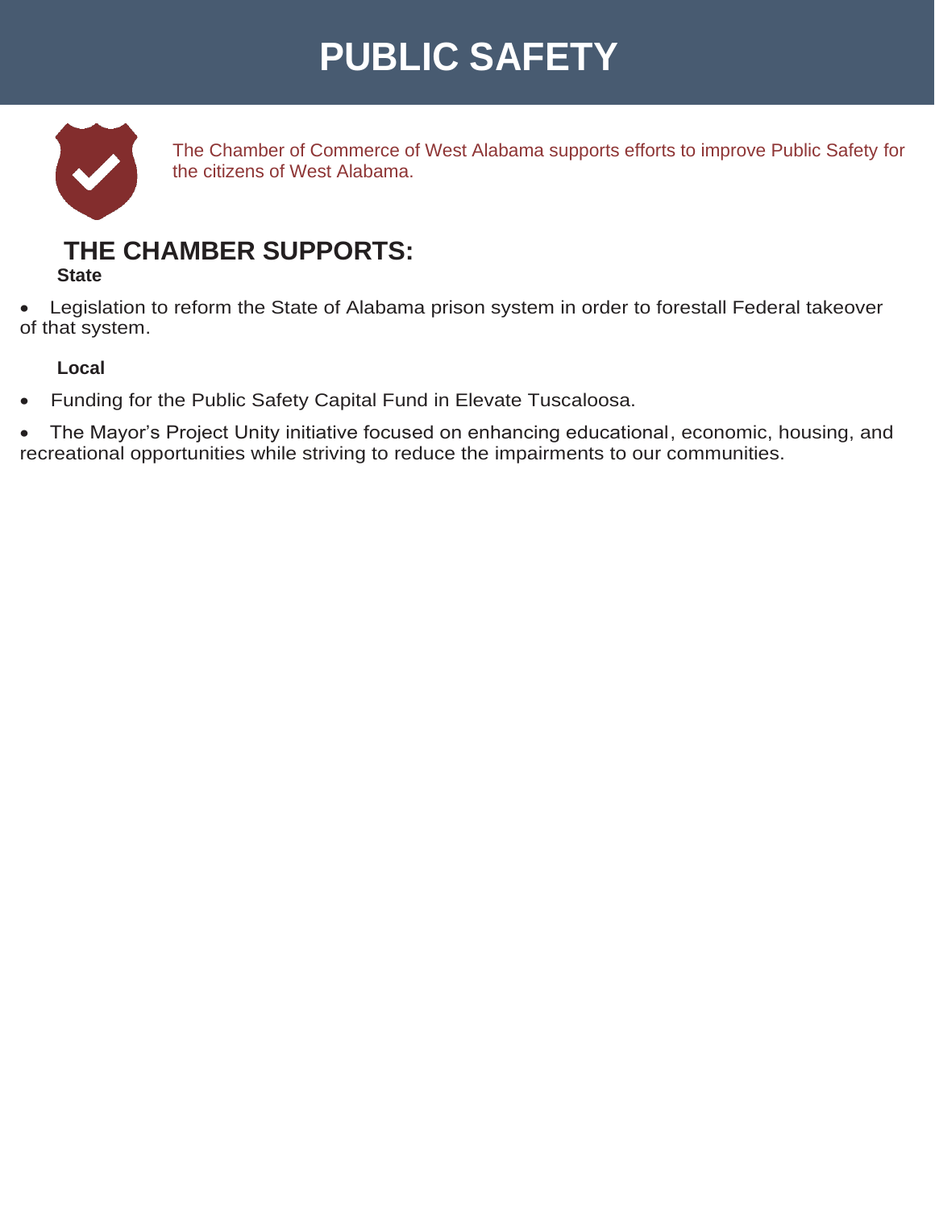# PUBLIC SAFETY

The Chamber of Commerce of West Alabama supports efforts to improve Public Safety for the citizens of West Alabama.

## THE CHAMBER SUPPORTS:

**State**

- Legislation to reform the State of Alabama prison system in order to forestall Federal takeover of that system.

**Local**

- Funding for the Public Safety Capital Fund in Elevate Tuscaloosa.
- The Mayor's Project Unity initiative focused on enhancing educational, economic, housing, and recreational opportunities while striving to reduce the impairments to our communities.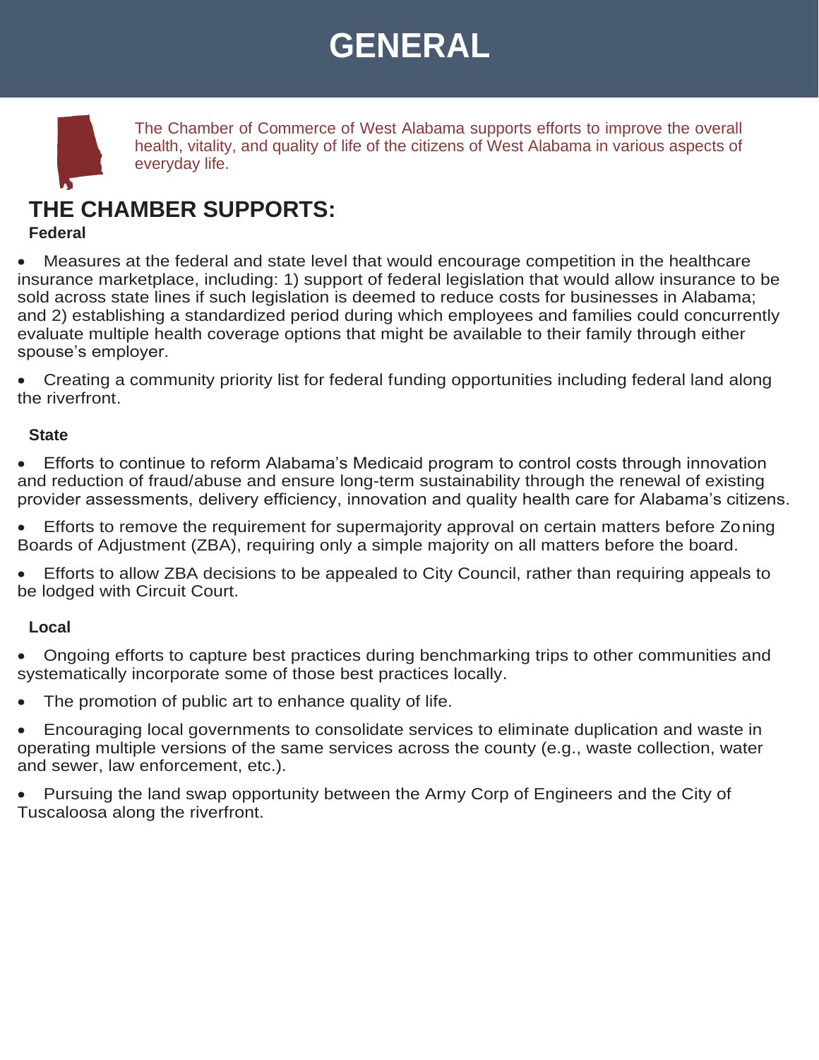# GENERAL

The Chamber of Commerce of West Alabama supports efforts to improve the overall health, vitality, and quality of life of the citizens of West Alabama in various aspects of everyday life.

## THE CHAMBER SUPPORTS:

### Federal

- Measures at the federal and state level that would encourage competition in the healthcare insurance marketplace, including: 1) support of federal legislation that would allow insurance to be sold across state lines if such legislation is deemed to reduce costs for businesses in Alabama; and 2) establishing a standardized period during which employees and families could concurrently evaluate multiple health coverage options that might be available to their family through either spouse's employer.
- Creating a community priority list for federal funding opportunities including federal land along the riverfront.

### State

- Efforts to continue to reform Alabama's Medicaid program to control costs through innovation and reduction of fraud/abuse and ensure long-term sustainability through the renewal of existing provider assessments, delivery efficiency, innovation and quality health care for Alabama's citizens.
- Efforts to remove the requirement for supermajority approval on certain matters before Zoning Boards of Adjustment (ZBA), requiring only a simple majority on all matters before the board.
- Efforts to allow ZBA decisions to be appealed to City Council, rather than requiring appeals to be lodged with Circuit Court.

### Local

- Ongoing efforts to capture best practices during benchmarking trips to other communities and systematically incorporate some of those best practices locally.
- The promotion of public art to enhance quality of life.
- Encouraging local governments to consolidate services to eliminate duplication and waste in operating multiple versions of the same services across the county (e.g., waste collection, water and sewer, law enforcement, etc.).
- Pursuing the land swap opportunity between the Army Corp of Engineers and the City of Tuscaloosa along the riverfront.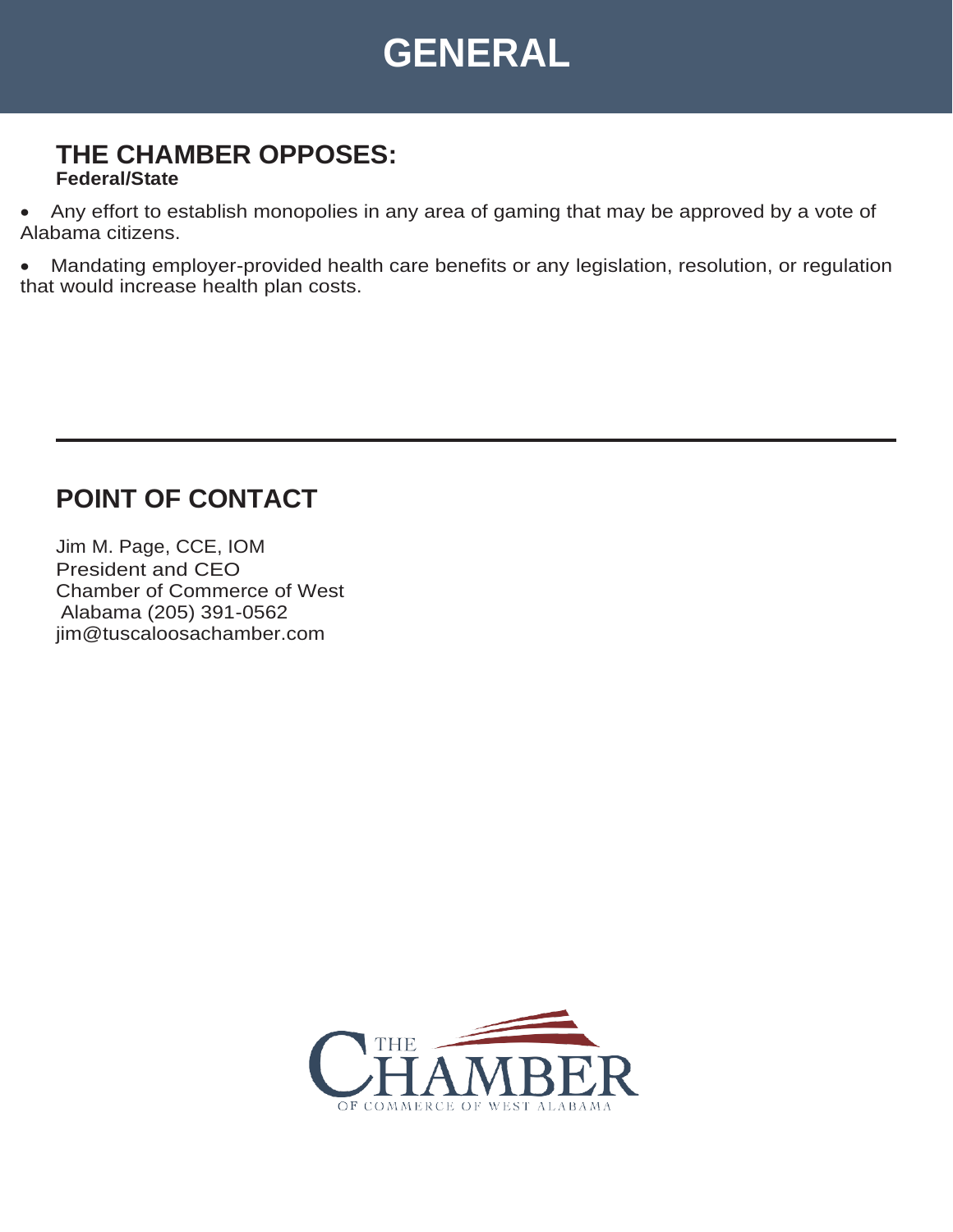# GENERAL

## THE CHAMBER OPPOSES:

**Federal/State**

- Any effort to establish monopolies in any area of gaming that may be approved by a vote of Alabama citizens.
- Mandating employer-provided health care benefits or any legislation, resolution, or regulation that would increase health plan costs.

---

## POINT OF CONTACT

Jim M. Page, CCE, IOM
President and CEO
Chamber of Commerce of West Alabama (205) 391-0562
jim@tuscaloosachamber.com

THE CHAMBER OF COMMERCE OF WEST ALABAMA